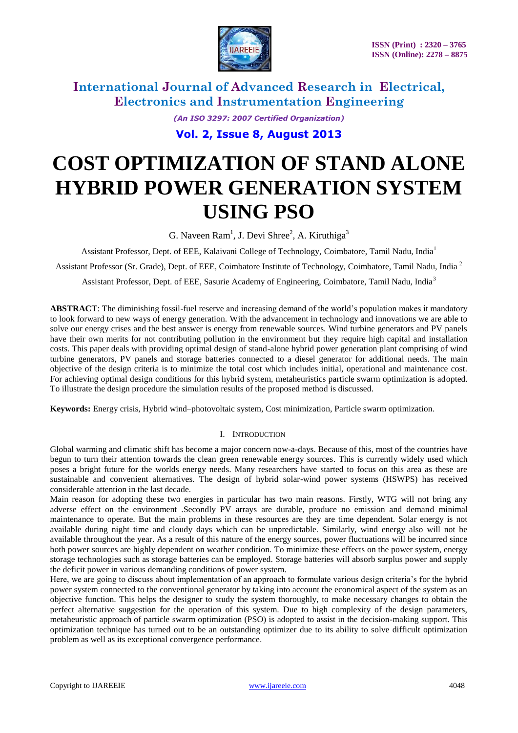# International Journal of Advanced Research in Electrical, Electronics and Instrumentation Engineering

*(An ISO 3297: 2007 Certified Organization)*

**Vol. 2, Issue 8, August 2013**

ISSN (Print) : 2320 – 3765
ISSN (Online): 2278 – 8875

# COST OPTIMIZATION OF STAND ALONE HYBRID POWER GENERATION SYSTEM USING PSO

G. Naveen Ram[1], J. Devi Shree[2], A. Kiruthiga[3]

Assistant Professor, Dept. of EEE, Kalaivani College of Technology, Coimbatore, Tamil Nadu, India[1]

Assistant Professor (Sr. Grade), Dept. of EEE, Coimbatore Institute of Technology, Coimbatore, Tamil Nadu, India[2]

Assistant Professor, Dept. of EEE, Sasurie Academy of Engineering, Coimbatore, Tamil Nadu, India[3]

**ABSTRACT**: The diminishing fossil-fuel reserve and increasing demand of the world's population makes it mandatory to look forward to new ways of energy generation. With the advancement in technology and innovations we are able to solve our energy crises and the best answer is energy from renewable sources. Wind turbine generators and PV panels have their own merits for not contributing pollution in the environment but they require high capital and installation costs. This paper deals with providing optimal design of stand-alone hybrid power generation plant comprising of wind turbine generators, PV panels and storage batteries connected to a diesel generator for additional needs. The main objective of the design criteria is to minimize the total cost which includes initial, operational and maintenance cost. For achieving optimal design conditions for this hybrid system, metaheuristics particle swarm optimization is adopted. To illustrate the design procedure the simulation results of the proposed method is discussed.

**Keywords:** Energy crisis, Hybrid wind–photovoltaic system, Cost minimization, Particle swarm optimization.

## I. INTRODUCTION

Global warming and climatic shift has become a major concern now-a-days. Because of this, most of the countries have begun to turn their attention towards the clean green renewable energy sources. This is currently widely used which poses a bright future for the worlds energy needs. Many researchers have started to focus on this area as these are sustainable and convenient alternatives. The design of hybrid solar-wind power systems (HSWPS) has received considerable attention in the last decade.

Main reason for adopting these two energies in particular has two main reasons. Firstly, WTG will not bring any adverse effect on the environment .Secondly PV arrays are durable, produce no emission and demand minimal maintenance to operate. But the main problems in these resources are they are time dependent. Solar energy is not available during night time and cloudy days which can be unpredictable. Similarly, wind energy also will not be available throughout the year. As a result of this nature of the energy sources, power fluctuations will be incurred since both power sources are highly dependent on weather condition. To minimize these effects on the power system, energy storage technologies such as storage batteries can be employed. Storage batteries will absorb surplus power and supply the deficit power in various demanding conditions of power system.

Here, we are going to discuss about implementation of an approach to formulate various design criteria's for the hybrid power system connected to the conventional generator by taking into account the economical aspect of the system as an objective function. This helps the designer to study the system thoroughly, to make necessary changes to obtain the perfect alternative suggestion for the operation of this system. Due to high complexity of the design parameters, metaheuristic approach of particle swarm optimization (PSO) is adopted to assist in the decision-making support. This optimization technique has turned out to be an outstanding optimizer due to its ability to solve difficult optimization problem as well as its exceptional convergence performance.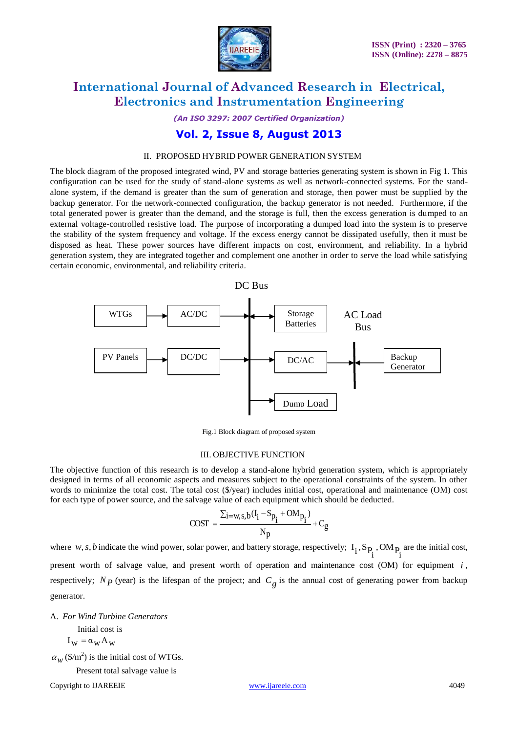## II. PROPOSED HYBRID POWER GENERATION SYSTEM

The block diagram of the proposed integrated wind, PV and storage batteries generating system is shown in Fig 1. This configuration can be used for the study of stand-alone systems as well as network-connected systems. For the stand-alone system, if the demand is greater than the sum of generation and storage, then power must be supplied by the backup generator. For the network-connected configuration, the backup generator is not needed. Furthermore, if the total generated power is greater than the demand, and the storage is full, then the excess generation is dumped to an external voltage-controlled resistive load. The purpose of incorporating a dumped load into the system is to preserve the stability of the system frequency and voltage. If the excess energy cannot be dissipated usefully, then it must be disposed as heat. These power sources have different impacts on cost, environment, and reliability. In a hybrid generation system, they are integrated together and complement one another in order to serve the load while satisfying certain economic, environmental, and reliability criteria.

DC Bus

WTGs → AC/DC → DC Bus ↔ Storage Batteries

PV Panels → DC/DC → DC Bus → DC/AC → AC Load Bus ← Backup Generator

DC Bus → Dump Load

Fig.1 Block diagram of proposed system

## III. OBJECTIVE FUNCTION

The objective function of this research is to develop a stand-alone hybrid generation system, which is appropriately designed in terms of all economic aspects and measures subject to the operational constraints of the system. In other words to minimize the total cost. The total cost ($/year) includes initial cost, operational and maintenance (OM) cost for each type of power source, and the salvage value of each equipment which should be deducted.

$$\text{COST} = \frac{\sum_{i=w,s,b}(I_i - S_{p_i} + OM_{p_i})}{N_p} + C_g$$

where $w, s, b$ indicate the wind power, solar power, and battery storage, respectively; $I_i, S_{P_i}, OM_{P_i}$ are the initial cost, present worth of salvage value, and present worth of operation and maintenance cost (OM) for equipment $i$, respectively; $N_P$ (year) is the lifespan of the project; and $C_g$ is the annual cost of generating power from backup generator.

A. *For Wind Turbine Generators*

Initial cost is

$$I_W = \alpha_W A_W$$

$\alpha_w$ ($/m$^2$) is the initial cost of WTGs.

Present total salvage value is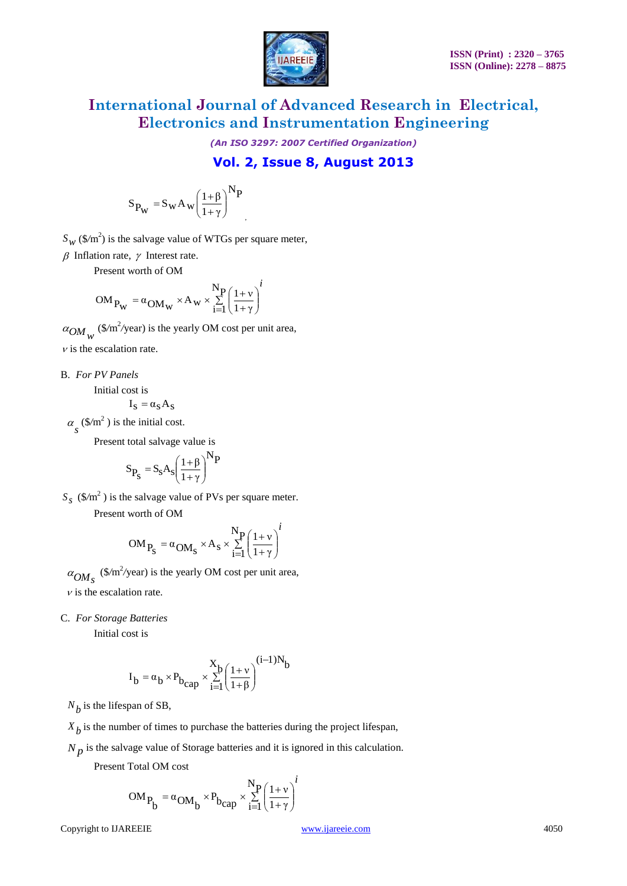$$S_{P_W} = S_W A_W \left(\frac{1+\beta}{1+\gamma}\right)^{N_P}$$

$S_W$ (\$/m$^2$) is the salvage value of WTGs per square meter,

$\beta$ Inflation rate, $\gamma$ Interest rate.

Present worth of OM

$$OM_{P_W} = \alpha_{OM_W} \times A_W \times \sum_{i=1}^{N_P} \left(\frac{1+\nu}{1+\gamma}\right)^i$$

$\alpha_{OM_W}$ (\$/m$^2$/year) is the yearly OM cost per unit area,

$\nu$ is the escalation rate.

B. *For PV Panels*

Initial cost is

$$I_S = \alpha_S A_S$$

$\alpha_S$ (\$/m$^2$) is the initial cost.

Present total salvage value is

$$S_{P_S} = S_S A_S \left(\frac{1+\beta}{1+\gamma}\right)^{N_P}$$

$S_S$ (\$/m$^2$) is the salvage value of PVs per square meter.

Present worth of OM

$$OM_{P_S} = \alpha_{OM_S} \times A_S \times \sum_{i=1}^{N_P} \left(\frac{1+\nu}{1+\gamma}\right)^i$$

$\alpha_{OM_S}$ (\$/m$^2$/year) is the yearly OM cost per unit area,

$\nu$ is the escalation rate.

C. *For Storage Batteries*

Initial cost is

$$I_b = \alpha_b \times P_{b_{cap}} \times \sum_{i=1}^{X_b} \left(\frac{1+\nu}{1+\beta}\right)^{(i-1)N_b}$$

$N_b$ is the lifespan of SB,

$X_b$ is the number of times to purchase the batteries during the project lifespan,

$N_p$ is the salvage value of Storage batteries and it is ignored in this calculation.

Present Total OM cost

$$OM_{P_b} = \alpha_{OM_b} \times P_{b_{cap}} \times \sum_{i=1}^{N_P} \left(\frac{1+\nu}{1+\gamma}\right)^i$$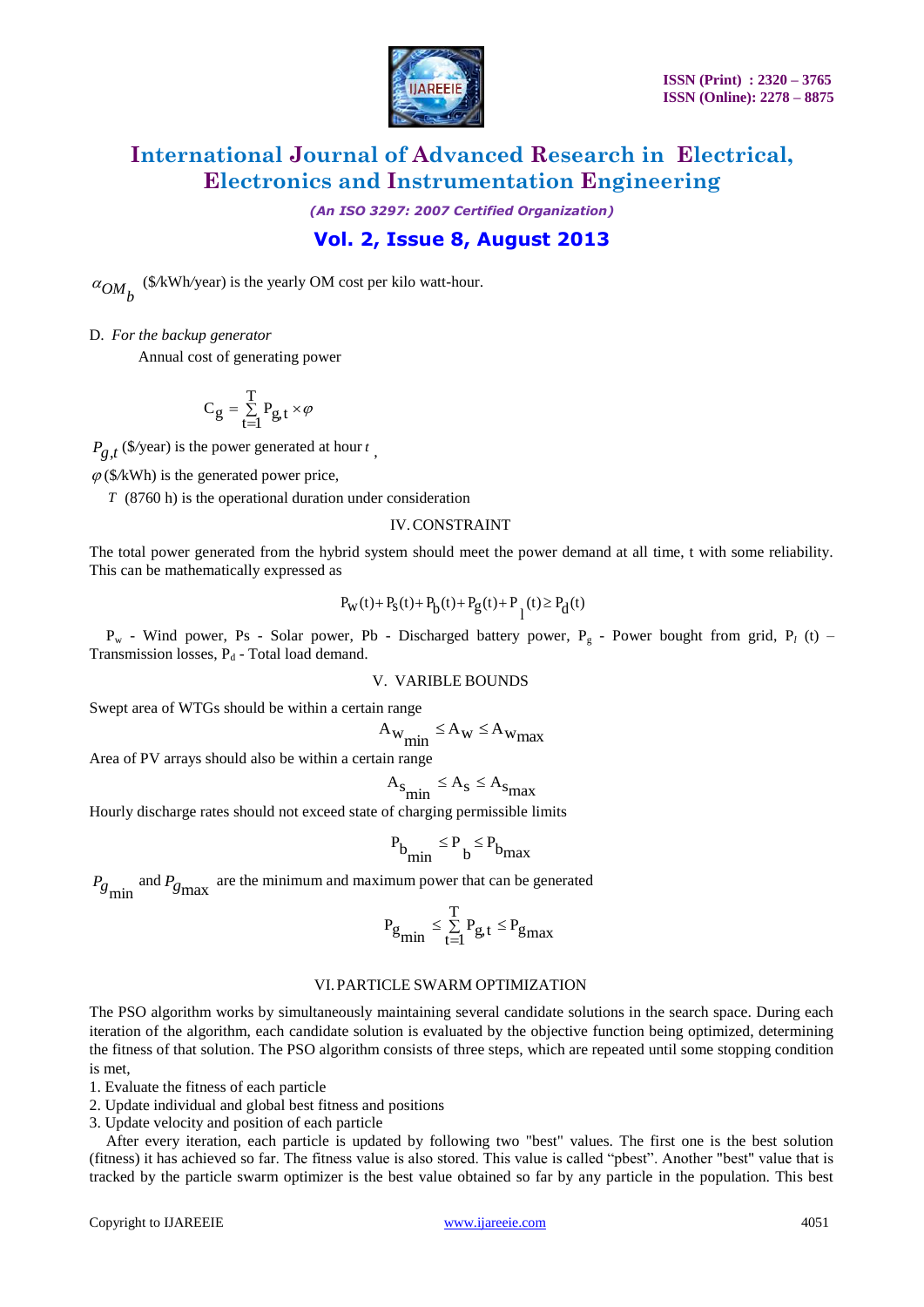$\alpha_{OM_b}$ (\$/kWh/year) is the yearly OM cost per kilo watt-hour.

D. *For the backup generator*

Annual cost of generating power

$$C_g = \sum_{t=1}^{T} P_{g,t} \times \varphi$$

$P_{g,t}$ (\$/year) is the power generated at hour $t$ ,

$\varphi$ (\$/kWh) is the generated power price,

$T$ (8760 h) is the operational duration under consideration

## IV. CONSTRAINT

The total power generated from the hybrid system should meet the power demand at all time, t with some reliability. This can be mathematically expressed as

$$P_W(t) + P_S(t) + P_b(t) + P_g(t) + P_l(t) \geq P_d(t)$$

$P_w$ - Wind power, Ps - Solar power, Pb - Discharged battery power, $P_g$ - Power bought from grid, $P_l$ (t) – Transmission losses, $P_d$ - Total load demand.

## V. VARIBLE BOUNDS

Swept area of WTGs should be within a certain range

$$A_{W_{min}} \leq A_W \leq A_{W_{max}}$$

Area of PV arrays should also be within a certain range

$$A_{S_{min}} \leq A_S \leq A_{S_{max}}$$

Hourly discharge rates should not exceed state of charging permissible limits

$$P_{b_{min}} \leq P_b \leq P_{b_{max}}$$

$P_{g_{min}}$ and $P_{g_{max}}$ are the minimum and maximum power that can be generated

$$P_{g_{min}} \leq \sum_{t=1}^{T} P_{g,t} \leq P_{g_{max}}$$

## VI. PARTICLE SWARM OPTIMIZATION

The PSO algorithm works by simultaneously maintaining several candidate solutions in the search space. During each iteration of the algorithm, each candidate solution is evaluated by the objective function being optimized, determining the fitness of that solution. The PSO algorithm consists of three steps, which are repeated until some stopping condition is met,

1. Evaluate the fitness of each particle
2. Update individual and global best fitness and positions
3. Update velocity and position of each particle

After every iteration, each particle is updated by following two "best" values. The first one is the best solution (fitness) it has achieved so far. The fitness value is also stored. This value is called "pbest". Another "best" value that is tracked by the particle swarm optimizer is the best value obtained so far by any particle in the population. This best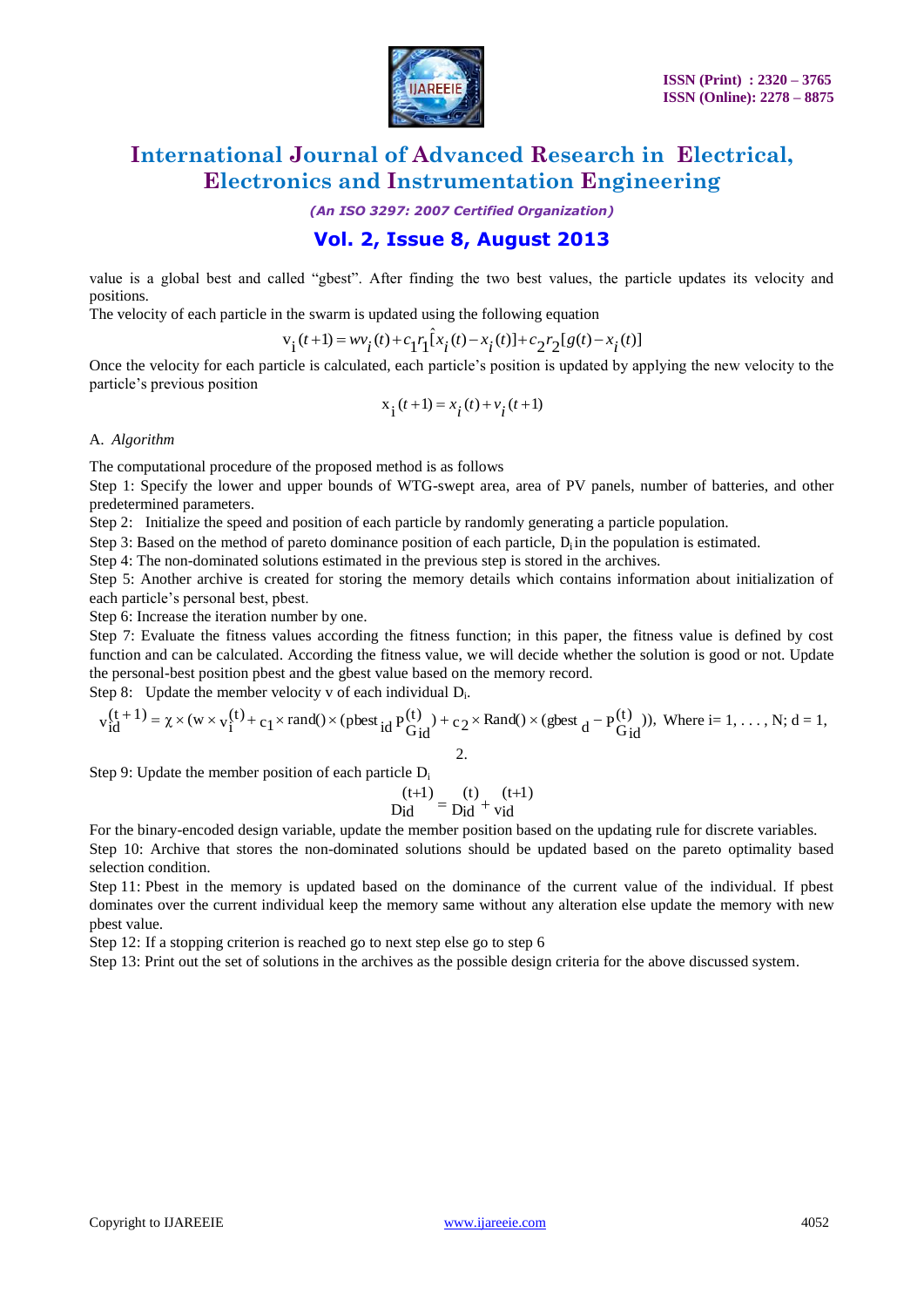value is a global best and called "gbest". After finding the two best values, the particle updates its velocity and positions.

The velocity of each particle in the swarm is updated using the following equation

$$v_i(t+1) = wv_i(t) + c_1 r_1[\hat{x}_i(t) - x_i(t)] + c_2 r_2[g(t) - x_i(t)]$$

Once the velocity for each particle is calculated, each particle's position is updated by applying the new velocity to the particle's previous position

$$x_i(t+1) = x_i(t) + v_i(t+1)$$

A. *Algorithm*

The computational procedure of the proposed method is as follows

Step 1: Specify the lower and upper bounds of WTG-swept area, area of PV panels, number of batteries, and other predetermined parameters.

Step 2: Initialize the speed and position of each particle by randomly generating a particle population.

Step 3: Based on the method of pareto dominance position of each particle, $D_i$ in the population is estimated.

Step 4: The non-dominated solutions estimated in the previous step is stored in the archives.

Step 5: Another archive is created for storing the memory details which contains information about initialization of each particle's personal best, pbest.

Step 6: Increase the iteration number by one.

Step 7: Evaluate the fitness values according the fitness function; in this paper, the fitness value is defined by cost function and can be calculated. According the fitness value, we will decide whether the solution is good or not. Update the personal-best position pbest and the gbest value based on the memory record.

Step 8: Update the member velocity v of each individual $D_i$.

$$v_{id}^{(t+1)} = \chi \times (w \times v_i^{(t)} + c_1 \times \text{rand}() \times (\text{pbest}_{id} \, P_{Gid}^{(t)}) + c_2 \times \text{Rand}() \times (\text{gbest}_d - P_{Gid}^{(t)})), \text{ Where } i = 1, \ldots, N; \; d = 1, 2.$$

Step 9: Update the member position of each particle $D_i$

$$D_{id}^{(t+1)} = D_{id}^{(t)} + v_{id}^{(t+1)}$$

For the binary-encoded design variable, update the member position based on the updating rule for discrete variables.

Step 10: Archive that stores the non-dominated solutions should be updated based on the pareto optimality based selection condition.

Step 11: Pbest in the memory is updated based on the dominance of the current value of the individual. If pbest dominates over the current individual keep the memory same without any alteration else update the memory with new pbest value.

Step 12: If a stopping criterion is reached go to next step else go to step 6

Step 13: Print out the set of solutions in the archives as the possible design criteria for the above discussed system.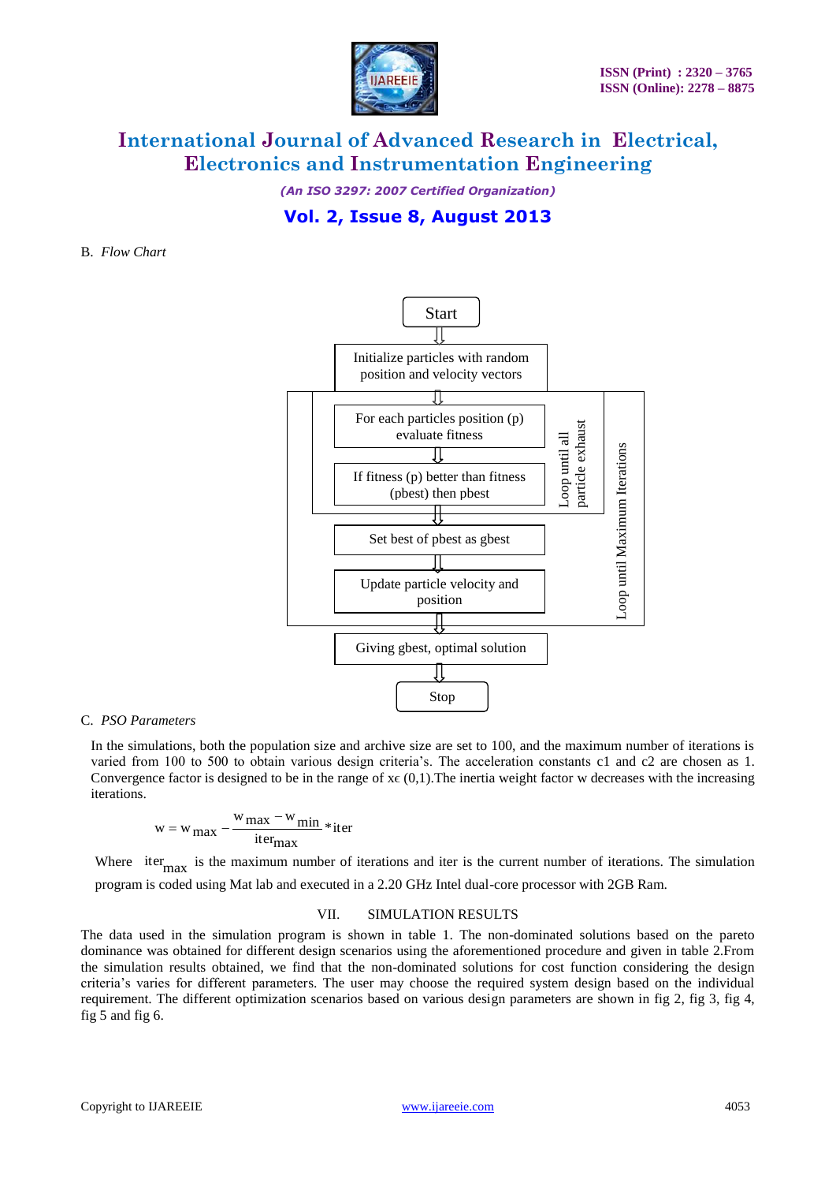B. *Flow Chart*

Start

Initialize particles with random position and velocity vectors

For each particles position (p) evaluate fitness

If fitness (p) better than fitness (pbest) then pbest

Loop until all particle exhaust

Set best of pbest as gbest

Update particle velocity and position

Loop until Maximum Iterations

Giving gbest, optimal solution

Stop

C. *PSO Parameters*

In the simulations, both the population size and archive size are set to 100, and the maximum number of iterations is varied from 100 to 500 to obtain various design criteria's. The acceleration constants c1 and c2 are chosen as 1. Convergence factor is designed to be in the range of xϵ (0,1).The inertia weight factor w decreases with the increasing iterations.

$$w = w_{max} - \frac{w_{max} - w_{min}}{iter_{max}} * iter$$

Where $iter_{max}$ is the maximum number of iterations and iter is the current number of iterations. The simulation program is coded using Mat lab and executed in a 2.20 GHz Intel dual-core processor with 2GB Ram.

## VII. SIMULATION RESULTS

The data used in the simulation program is shown in table 1. The non-dominated solutions based on the pareto dominance was obtained for different design scenarios using the aforementioned procedure and given in table 2.From the simulation results obtained, we find that the non-dominated solutions for cost function considering the design criteria's varies for different parameters. The user may choose the required system design based on the individual requirement. The different optimization scenarios based on various design parameters are shown in fig 2, fig 3, fig 4, fig 5 and fig 6.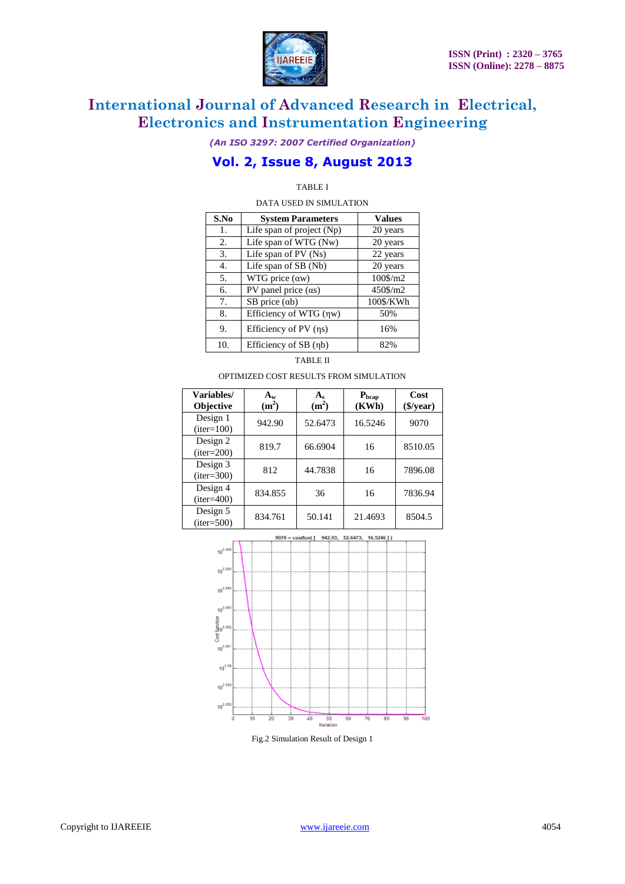TABLE I

DATA USED IN SIMULATION

| S.No | System Parameters | Values |
|---|---|---|
| 1. | Life span of project (Np) | 20 years |
| 2. | Life span of WTG (Nw) | 20 years |
| 3. | Life span of PV (Ns) | 22 years |
| 4. | Life span of SB (Nb) | 20 years |
| 5. | WTG price (αw) | 100$/m2 |
| 6. | PV panel price (αs) | 450$/m2 |
| 7. | SB price (αb) | 100$/KWh |
| 8. | Efficiency of WTG (ηw) | 50% |
| 9. | Efficiency of PV (ηs) | 16% |
| 10. | Efficiency of SB (ηb) | 82% |

TABLE II

OPTIMIZED COST RESULTS FROM SIMULATION

| Variables/ Objective | $A_w$ ($m^2$) | $A_s$ ($m^2$) | $P_{bcap}$ (KWh) | Cost ($/year) |
|---|---|---|---|---|
| Design 1 (iter=100) | 942.90 | 52.6473 | 16.5246 | 9070 |
| Design 2 (iter=200) | 819.7 | 66.6904 | 16 | 8510.05 |
| Design 3 (iter=300) | 812 | 44.7838 | 16 | 7896.08 |
| Design 4 (iter=400) | 834.855 | 36 | 16 | 7836.94 |
| Design 5 (iter=500) | 834.761 | 50.141 | 21.4693 | 8504.5 |

Fig.2 Simulation Result of Design 1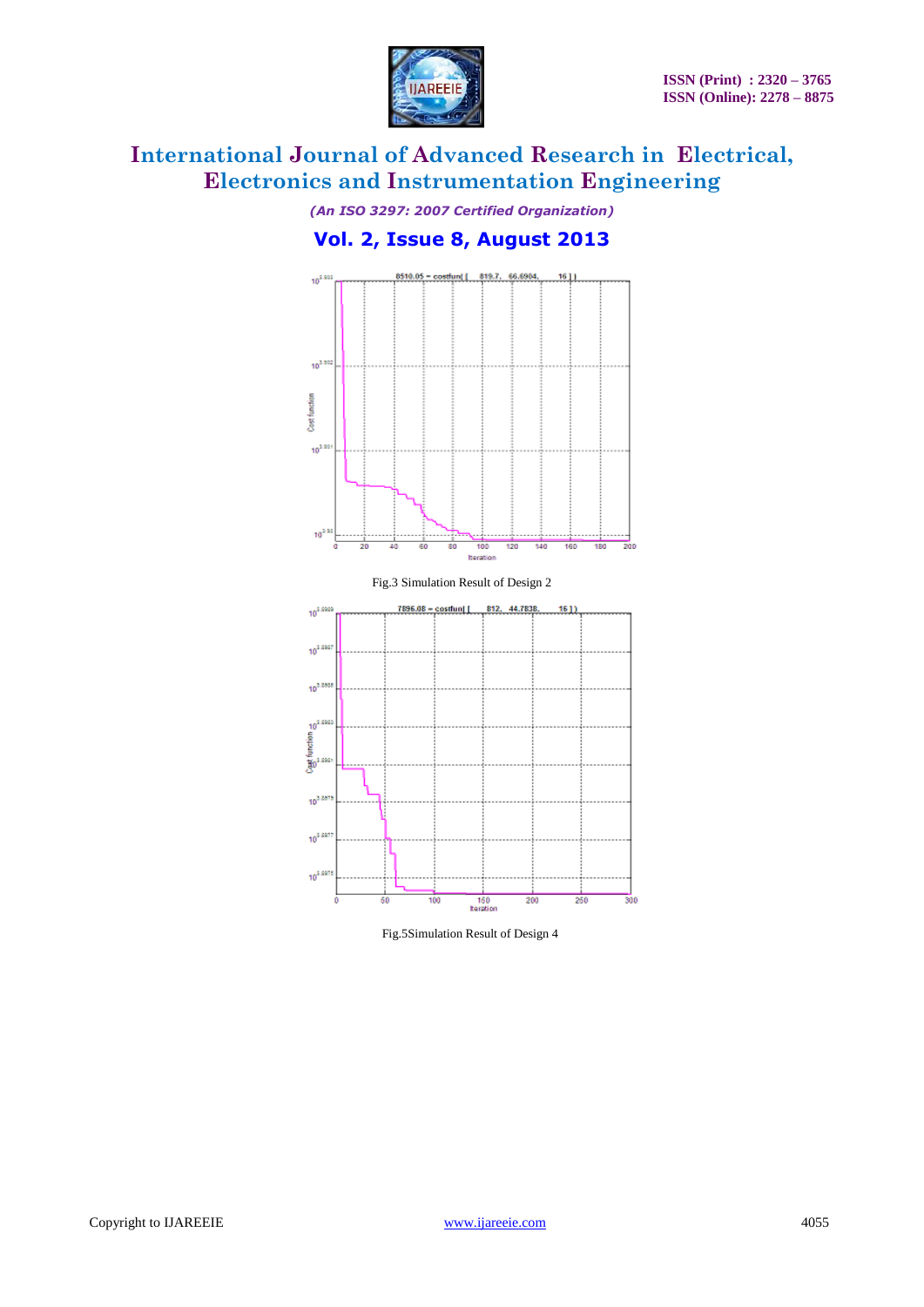Fig.3 Simulation Result of Design 2

Fig.5Simulation Result of Design 4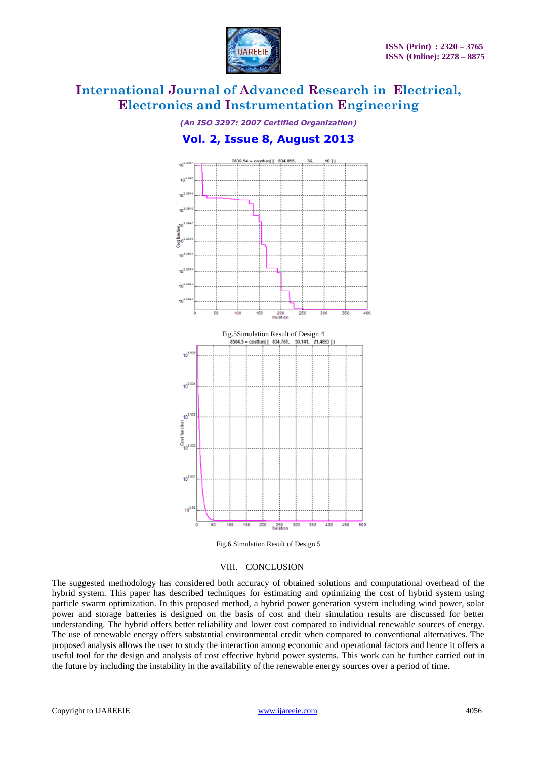Fig.5Simulation Result of Design 4

Fig.6 Simulation Result of Design 5

## VIII. CONCLUSION

The suggested methodology has considered both accuracy of obtained solutions and computational overhead of the hybrid system. This paper has described techniques for estimating and optimizing the cost of hybrid system using particle swarm optimization. In this proposed method, a hybrid power generation system including wind power, solar power and storage batteries is designed on the basis of cost and their simulation results are discussed for better understanding. The hybrid offers better reliability and lower cost compared to individual renewable sources of energy. The use of renewable energy offers substantial environmental credit when compared to conventional alternatives. The proposed analysis allows the user to study the interaction among economic and operational factors and hence it offers a useful tool for the design and analysis of cost effective hybrid power systems. This work can be further carried out in the future by including the instability in the availability of the renewable energy sources over a period of time.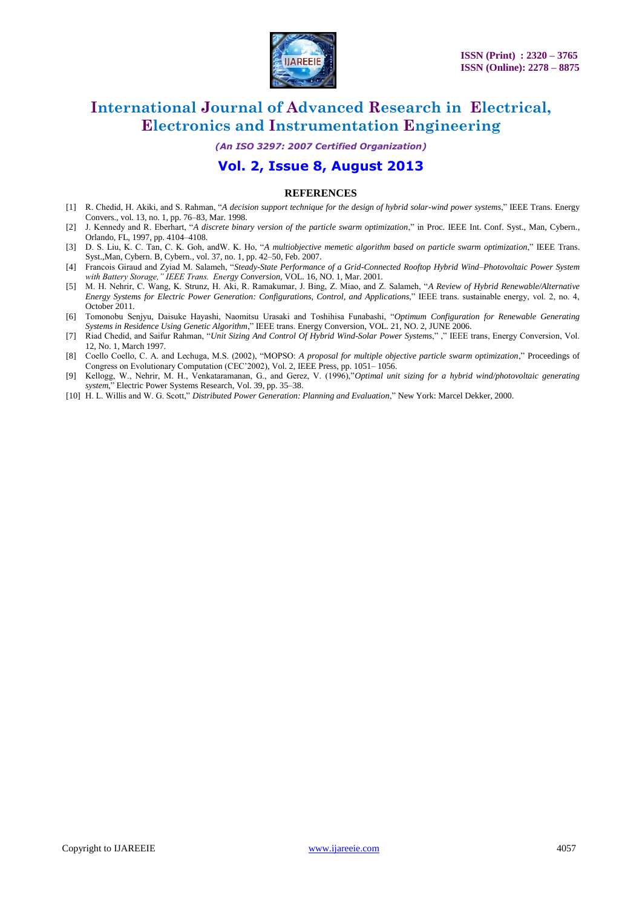## REFERENCES

[1] R. Chedid, H. Akiki, and S. Rahman, "*A decision support technique for the design of hybrid solar-wind power systems*," IEEE Trans. Energy Convers., vol. 13, no. 1, pp. 76–83, Mar. 1998.

[2] J. Kennedy and R. Eberhart, "*A discrete binary version of the particle swarm optimization*," in Proc. IEEE Int. Conf. Syst., Man, Cybern., Orlando, FL, 1997, pp. 4104–4108.

[3] D. S. Liu, K. C. Tan, C. K. Goh, andW. K. Ho, "*A multiobjective memetic algorithm based on particle swarm optimization*," IEEE Trans. Syst.,Man, Cybern. B, Cybern., vol. 37, no. 1, pp. 42–50, Feb. 2007.

[4] Francois Giraud and Zyiad M. Salameh, "*Steady-State Performance of a Grid-Connected Rooftop Hybrid Wind–Photovoltaic Power System with Battery Storage," IEEE Trans. Energy Conversion*, VOL. 16, NO. 1, Mar. 2001.

[5] M. H. Nehrir, C. Wang, K. Strunz, H. Aki, R. Ramakumar, J. Bing, Z. Miao, and Z. Salameh, "*A Review of Hybrid Renewable/Alternative Energy Systems for Electric Power Generation: Configurations, Control, and Applications*," IEEE trans. sustainable energy, vol. 2, no. 4, October 2011.

[6] Tomonobu Senjyu, Daisuke Hayashi, Naomitsu Urasaki and Toshihisa Funabashi, "*Optimum Configuration for Renewable Generating Systems in Residence Using Genetic Algorithm*," IEEE trans. Energy Conversion, VOL. 21, NO. 2, JUNE 2006.

[7] Riad Chedid, and Saifur Rahman, "*Unit Sizing And Control Of Hybrid Wind-Solar Power Systems*," ," IEEE trans, Energy Conversion, Vol. 12, No. 1, March 1997.

[8] Coello Coello, C. A. and Lechuga, M.S. (2002), "MOPSO: *A proposal for multiple objective particle swarm optimization*," Proceedings of Congress on Evolutionary Computation (CEC'2002), Vol. 2, IEEE Press, pp. 1051– 1056.

[9] Kellogg, W., Nehrir, M. H., Venkataramanan, G., and Gerez, V. (1996),"*Optimal unit sizing for a hybrid wind/photovoltaic generating system*," Electric Power Systems Research, Vol. 39, pp. 35–38.

[10] H. L. Willis and W. G. Scott," *Distributed Power Generation: Planning and Evaluation*," New York: Marcel Dekker, 2000.